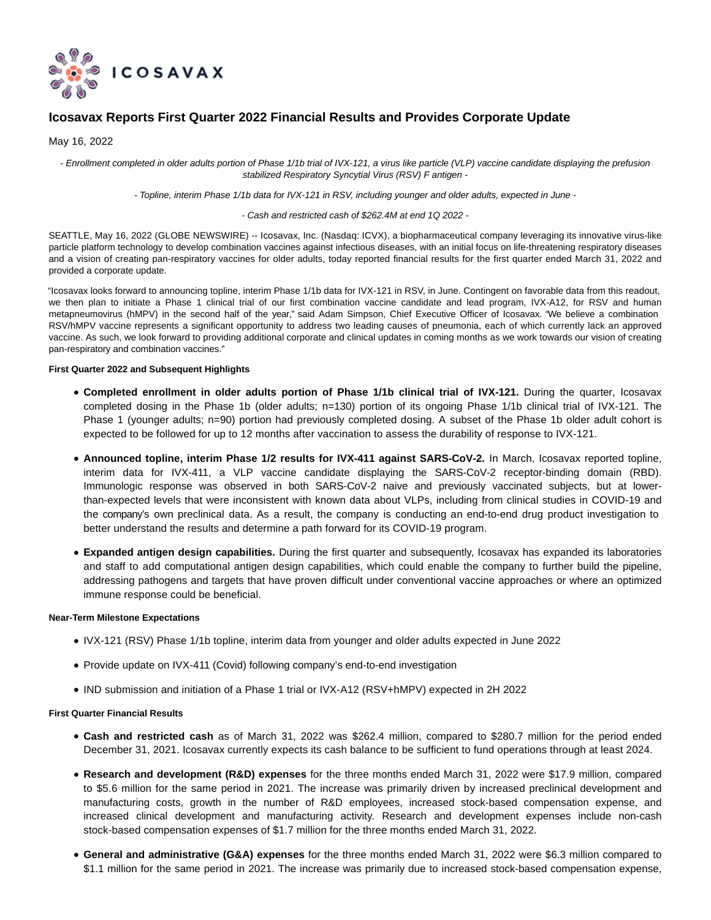ICOSAVAX

# Icosavax Reports First Quarter 2022 Financial Results and Provides Corporate Update

May 16, 2022

*- Enrollment completed in older adults portion of Phase 1/1b trial of IVX-121, a virus like particle (VLP) vaccine candidate displaying the prefusion stabilized Respiratory Syncytial Virus (RSV) F antigen -*

*- Topline, interim Phase 1/1b data for IVX-121 in RSV, including younger and older adults, expected in June -*

*- Cash and restricted cash of $262.4M at end 1Q 2022 -*

SEATTLE, May 16, 2022 (GLOBE NEWSWIRE) -- Icosavax, Inc. (Nasdaq: ICVX), a biopharmaceutical company leveraging its innovative virus-like particle platform technology to develop combination vaccines against infectious diseases, with an initial focus on life-threatening respiratory diseases and a vision of creating pan-respiratory vaccines for older adults, today reported financial results for the first quarter ended March 31, 2022 and provided a corporate update.

"Icosavax looks forward to announcing topline, interim Phase 1/1b data for IVX-121 in RSV, in June. Contingent on favorable data from this readout, we then plan to initiate a Phase 1 clinical trial of our first combination vaccine candidate and lead program, IVX-A12, for RSV and human metapneumovirus (hMPV) in the second half of the year," said Adam Simpson, Chief Executive Officer of Icosavax. "We believe a combination RSV/hMPV vaccine represents a significant opportunity to address two leading causes of pneumonia, each of which currently lack an approved vaccine. As such, we look forward to providing additional corporate and clinical updates in coming months as we work towards our vision of creating pan-respiratory and combination vaccines."

**First Quarter 2022 and Subsequent Highlights**

- **Completed enrollment in older adults portion of Phase 1/1b clinical trial of IVX-121.** During the quarter, Icosavax completed dosing in the Phase 1b (older adults; n=130) portion of its ongoing Phase 1/1b clinical trial of IVX-121. The Phase 1 (younger adults; n=90) portion had previously completed dosing. A subset of the Phase 1b older adult cohort is expected to be followed for up to 12 months after vaccination to assess the durability of response to IVX-121.
- **Announced topline, interim Phase 1/2 results for IVX-411 against SARS-CoV-2.** In March, Icosavax reported topline, interim data for IVX-411, a VLP vaccine candidate displaying the SARS-CoV-2 receptor-binding domain (RBD). Immunologic response was observed in both SARS-CoV-2 naive and previously vaccinated subjects, but at lower-than-expected levels that were inconsistent with known data about VLPs, including from clinical studies in COVID-19 and the company's own preclinical data. As a result, the company is conducting an end-to-end drug product investigation to better understand the results and determine a path forward for its COVID-19 program.
- **Expanded antigen design capabilities.** During the first quarter and subsequently, Icosavax has expanded its laboratories and staff to add computational antigen design capabilities, which could enable the company to further build the pipeline, addressing pathogens and targets that have proven difficult under conventional vaccine approaches or where an optimized immune response could be beneficial.

**Near-Term Milestone Expectations**

- IVX-121 (RSV) Phase 1/1b topline, interim data from younger and older adults expected in June 2022
- Provide update on IVX-411 (Covid) following company's end-to-end investigation
- IND submission and initiation of a Phase 1 trial or IVX-A12 (RSV+hMPV) expected in 2H 2022

**First Quarter Financial Results**

- **Cash and restricted cash** as of March 31, 2022 was $262.4 million, compared to $280.7 million for the period ended December 31, 2021. Icosavax currently expects its cash balance to be sufficient to fund operations through at least 2024.
- **Research and development (R&D) expenses** for the three months ended March 31, 2022 were $17.9 million, compared to $5.6 million for the same period in 2021. The increase was primarily driven by increased preclinical development and manufacturing costs, growth in the number of R&D employees, increased stock-based compensation expense, and increased clinical development and manufacturing activity. Research and development expenses include non-cash stock-based compensation expenses of $1.7 million for the three months ended March 31, 2022.
- **General and administrative (G&A) expenses** for the three months ended March 31, 2022 were $6.3 million compared to $1.1 million for the same period in 2021. The increase was primarily due to increased stock-based compensation expense,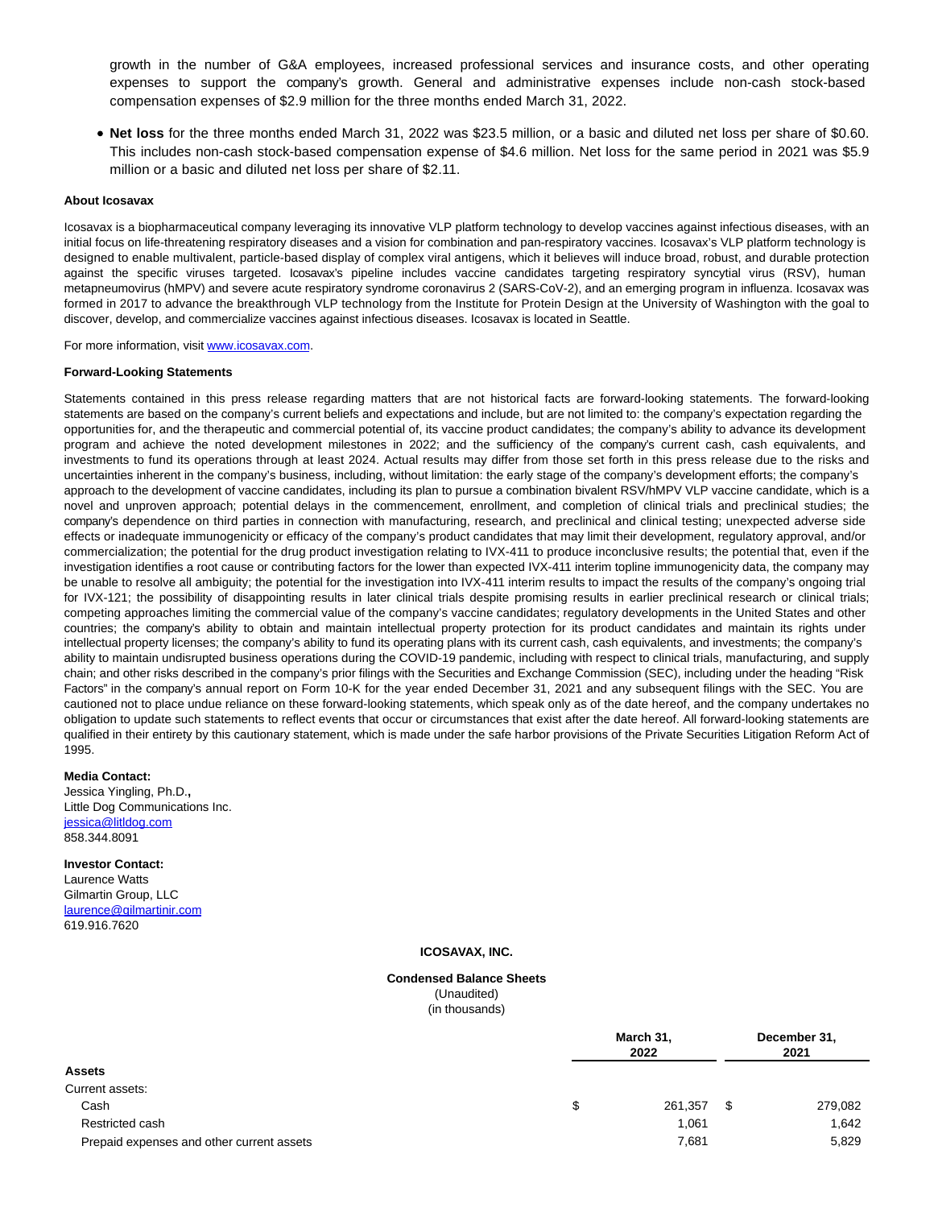growth in the number of G&A employees, increased professional services and insurance costs, and other operating expenses to support the company's growth. General and administrative expenses include non-cash stock-based compensation expenses of $2.9 million for the three months ended March 31, 2022.

- **Net loss** for the three months ended March 31, 2022 was $23.5 million, or a basic and diluted net loss per share of $0.60. This includes non-cash stock-based compensation expense of $4.6 million. Net loss for the same period in 2021 was $5.9 million or a basic and diluted net loss per share of $2.11.

**About Icosavax**

Icosavax is a biopharmaceutical company leveraging its innovative VLP platform technology to develop vaccines against infectious diseases, with an initial focus on life-threatening respiratory diseases and a vision for combination and pan-respiratory vaccines. Icosavax's VLP platform technology is designed to enable multivalent, particle-based display of complex viral antigens, which it believes will induce broad, robust, and durable protection against the specific viruses targeted. Icosavax's pipeline includes vaccine candidates targeting respiratory syncytial virus (RSV), human metapneumovirus (hMPV) and severe acute respiratory syndrome coronavirus 2 (SARS-CoV-2), and an emerging program in influenza. Icosavax was formed in 2017 to advance the breakthrough VLP technology from the Institute for Protein Design at the University of Washington with the goal to discover, develop, and commercialize vaccines against infectious diseases. Icosavax is located in Seattle.

For more information, visit www.icosavax.com.

**Forward-Looking Statements**

Statements contained in this press release regarding matters that are not historical facts are forward-looking statements. The forward-looking statements are based on the company's current beliefs and expectations and include, but are not limited to: the company's expectation regarding the opportunities for, and the therapeutic and commercial potential of, its vaccine product candidates; the company's ability to advance its development program and achieve the noted development milestones in 2022; and the sufficiency of the company's current cash, cash equivalents, and investments to fund its operations through at least 2024. Actual results may differ from those set forth in this press release due to the risks and uncertainties inherent in the company's business, including, without limitation: the early stage of the company's development efforts; the company's approach to the development of vaccine candidates, including its plan to pursue a combination bivalent RSV/hMPV VLP vaccine candidate, which is a novel and unproven approach; potential delays in the commencement, enrollment, and completion of clinical trials and preclinical studies; the company's dependence on third parties in connection with manufacturing, research, and preclinical and clinical testing; unexpected adverse side effects or inadequate immunogenicity or efficacy of the company's product candidates that may limit their development, regulatory approval, and/or commercialization; the potential for the drug product investigation relating to IVX-411 to produce inconclusive results; the potential that, even if the investigation identifies a root cause or contributing factors for the lower than expected IVX-411 interim topline immunogenicity data, the company may be unable to resolve all ambiguity; the potential for the investigation into IVX-411 interim results to impact the results of the company's ongoing trial for IVX-121; the possibility of disappointing results in later clinical trials despite promising results in earlier preclinical research or clinical trials; competing approaches limiting the commercial value of the company's vaccine candidates; regulatory developments in the United States and other countries; the company's ability to obtain and maintain intellectual property protection for its product candidates and maintain its rights under intellectual property licenses; the company's ability to fund its operating plans with its current cash, cash equivalents, and investments; the company's ability to maintain undisrupted business operations during the COVID-19 pandemic, including with respect to clinical trials, manufacturing, and supply chain; and other risks described in the company's prior filings with the Securities and Exchange Commission (SEC), including under the heading "Risk Factors" in the company's annual report on Form 10-K for the year ended December 31, 2021 and any subsequent filings with the SEC. You are cautioned not to place undue reliance on these forward-looking statements, which speak only as of the date hereof, and the company undertakes no obligation to update such statements to reflect events that occur or circumstances that exist after the date hereof. All forward-looking statements are qualified in their entirety by this cautionary statement, which is made under the safe harbor provisions of the Private Securities Litigation Reform Act of 1995.

**Media Contact:**
Jessica Yingling, Ph.D.,
Little Dog Communications Inc.
jessica@litldog.com
858.344.8091

**Investor Contact:**
Laurence Watts
Gilmartin Group, LLC
laurence@gilmartinir.com
619.916.7620

**ICOSAVAX, INC.**

**Condensed Balance Sheets**
(Unaudited)
(in thousands)

| | March 31, 2022 | December 31, 2021 |
|---|---|---|
| **Assets** | | |
| Current assets: | | |
| Cash | $ 261,357 | $ 279,082 |
| Restricted cash | 1,061 | 1,642 |
| Prepaid expenses and other current assets | 7,681 | 5,829 |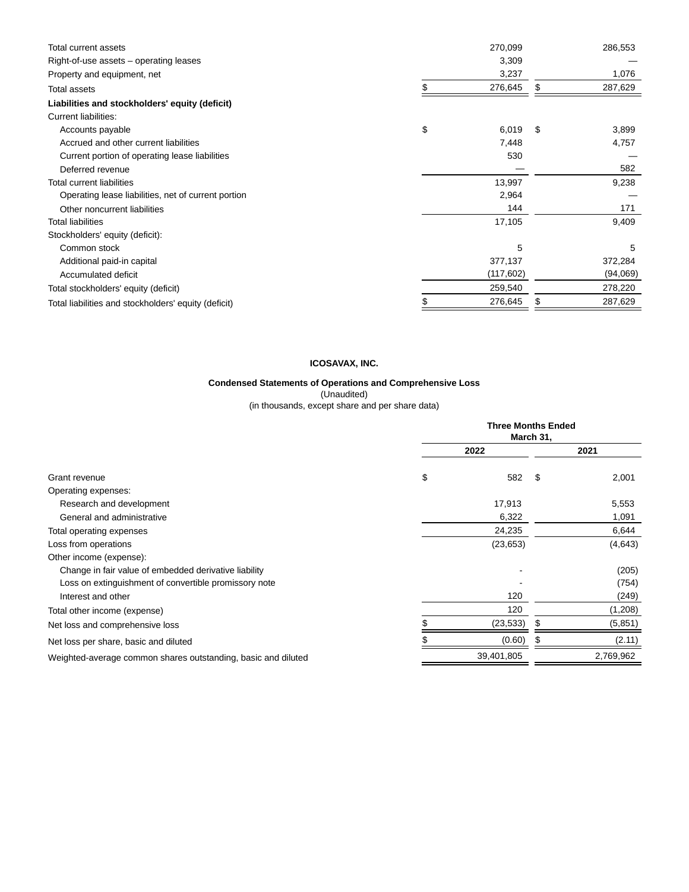| | | |
|---|---|---|
| Total current assets | 270,099 | 286,553 |
| Right-of-use assets – operating leases | 3,309 | — |
| Property and equipment, net | 3,237 | 1,076 |
| Total assets | $ 276,645 | $ 287,629 |
| **Liabilities and stockholders' equity (deficit)** | | |
| Current liabilities: | | |
| Accounts payable | $ 6,019 | $ 3,899 |
| Accrued and other current liabilities | 7,448 | 4,757 |
| Current portion of operating lease liabilities | 530 | — |
| Deferred revenue | — | 582 |
| Total current liabilities | 13,997 | 9,238 |
| Operating lease liabilities, net of current portion | 2,964 | — |
| Other noncurrent liabilities | 144 | 171 |
| Total liabilities | 17,105 | 9,409 |
| Stockholders' equity (deficit): | | |
| Common stock | 5 | 5 |
| Additional paid-in capital | 377,137 | 372,284 |
| Accumulated deficit | (117,602) | (94,069) |
| Total stockholders' equity (deficit) | 259,540 | 278,220 |
| Total liabilities and stockholders' equity (deficit) | $ 276,645 | $ 287,629 |

**ICOSAVAX, INC.**

**Condensed Statements of Operations and Comprehensive Loss**

(Unaudited)

(in thousands, except share and per share data)

| | Three Months Ended March 31, | |
|---|---|---|
| | 2022 | 2021 |
| Grant revenue | $ 582 | $ 2,001 |
| Operating expenses: | | |
| Research and development | 17,913 | 5,553 |
| General and administrative | 6,322 | 1,091 |
| Total operating expenses | 24,235 | 6,644 |
| Loss from operations | (23,653) | (4,643) |
| Other income (expense): | | |
| Change in fair value of embedded derivative liability | - | (205) |
| Loss on extinguishment of convertible promissory note | - | (754) |
| Interest and other | 120 | (249) |
| Total other income (expense) | 120 | (1,208) |
| Net loss and comprehensive loss | $ (23,533) | $ (5,851) |
| Net loss per share, basic and diluted | $ (0.60) | $ (2.11) |
| Weighted-average common shares outstanding, basic and diluted | 39,401,805 | 2,769,962 |